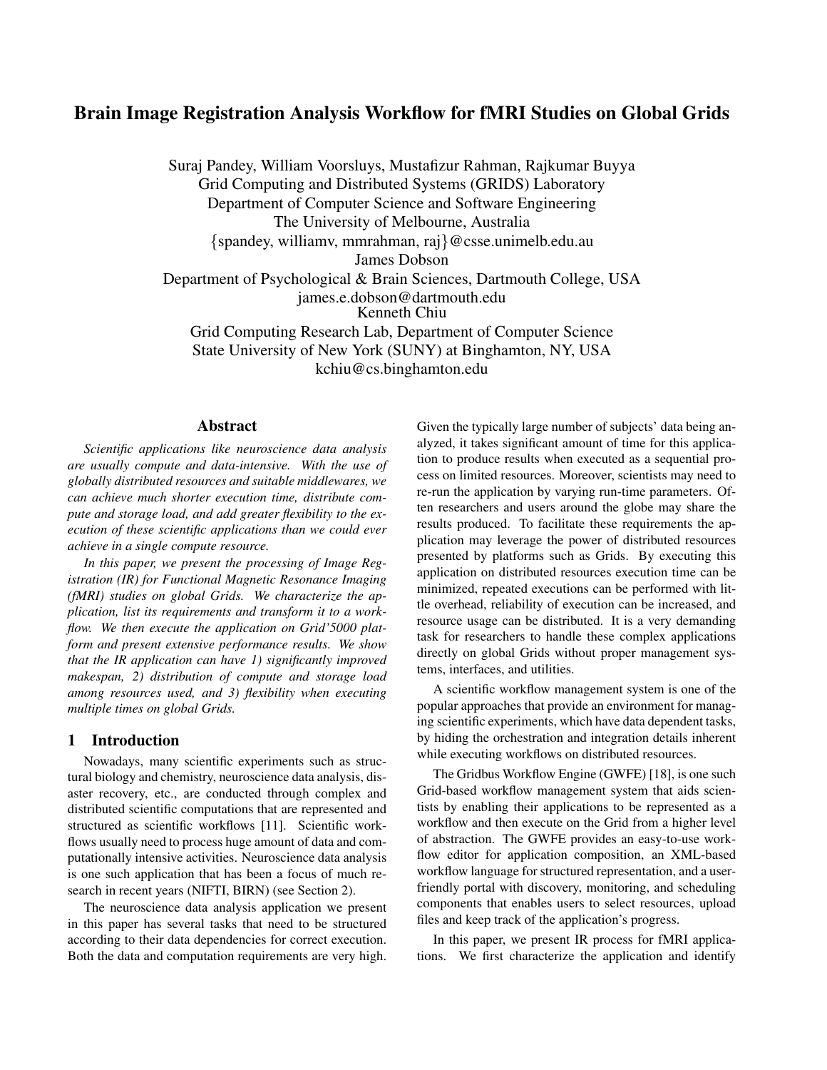# Brain Image Registration Analysis Workflow for fMRI Studies on Global Grids

Suraj Pandey, William Voorsluys, Mustafizur Rahman, Rajkumar Buyya
Grid Computing and Distributed Systems (GRIDS) Laboratory
Department of Computer Science and Software Engineering
The University of Melbourne, Australia
{spandey, williamv, mmrahman, raj}@csse.unimelb.edu.au
James Dobson
Department of Psychological & Brain Sciences, Dartmouth College, USA
james.e.dobson@dartmouth.edu
Kenneth Chiu
Grid Computing Research Lab, Department of Computer Science
State University of New York (SUNY) at Binghamton, NY, USA
kchiu@cs.binghamton.edu

## Abstract

*Scientific applications like neuroscience data analysis are usually compute and data-intensive. With the use of globally distributed resources and suitable middlewares, we can achieve much shorter execution time, distribute compute and storage load, and add greater flexibility to the execution of these scientific applications than we could ever achieve in a single compute resource.*

*In this paper, we present the processing of Image Registration (IR) for Functional Magnetic Resonance Imaging (fMRI) studies on global Grids. We characterize the application, list its requirements and transform it to a workflow. We then execute the application on Grid'5000 platform and present extensive performance results. We show that the IR application can have 1) significantly improved makespan, 2) distribution of compute and storage load among resources used, and 3) flexibility when executing multiple times on global Grids.*

## 1 Introduction

Nowadays, many scientific experiments such as structural biology and chemistry, neuroscience data analysis, disaster recovery, etc., are conducted through complex and distributed scientific computations that are represented and structured as scientific workflows [11]. Scientific workflows usually need to process huge amount of data and computationally intensive activities. Neuroscience data analysis is one such application that has been a focus of much research in recent years (NIFTI, BIRN) (see Section 2).

The neuroscience data analysis application we present in this paper has several tasks that need to be structured according to their data dependencies for correct execution. Both the data and computation requirements are very high. Given the typically large number of subjects' data being analyzed, it takes significant amount of time for this application to produce results when executed as a sequential process on limited resources. Moreover, scientists may need to re-run the application by varying run-time parameters. Often researchers and users around the globe may share the results produced. To facilitate these requirements the application may leverage the power of distributed resources presented by platforms such as Grids. By executing this application on distributed resources execution time can be minimized, repeated executions can be performed with little overhead, reliability of execution can be increased, and resource usage can be distributed. It is a very demanding task for researchers to handle these complex applications directly on global Grids without proper management systems, interfaces, and utilities.

A scientific workflow management system is one of the popular approaches that provide an environment for managing scientific experiments, which have data dependent tasks, by hiding the orchestration and integration details inherent while executing workflows on distributed resources.

The Gridbus Workflow Engine (GWFE) [18], is one such Grid-based workflow management system that aids scientists by enabling their applications to be represented as a workflow and then execute on the Grid from a higher level of abstraction. The GWFE provides an easy-to-use workflow editor for application composition, an XML-based workflow language for structured representation, and a user-friendly portal with discovery, monitoring, and scheduling components that enables users to select resources, upload files and keep track of the application's progress.

In this paper, we present IR process for fMRI applications. We first characterize the application and identify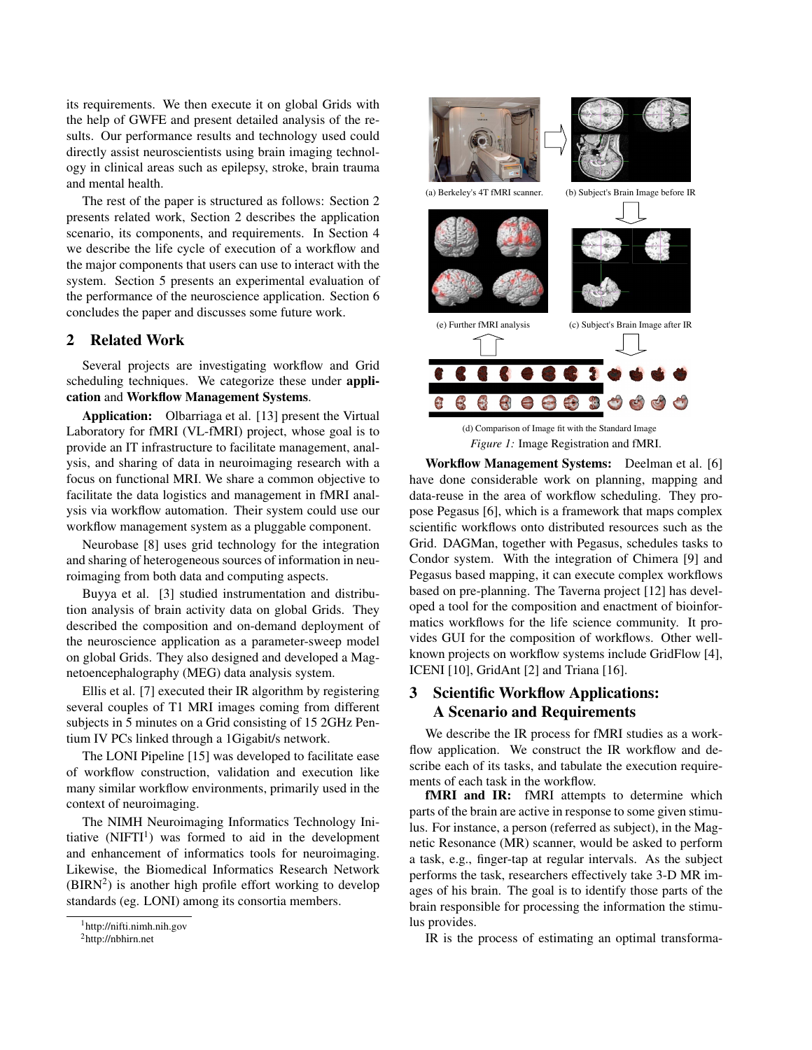its requirements. We then execute it on global Grids with the help of GWFE and present detailed analysis of the results. Our performance results and technology used could directly assist neuroscientists using brain imaging technology in clinical areas such as epilepsy, stroke, brain trauma and mental health.

The rest of the paper is structured as follows: Section 2 presents related work, Section 2 describes the application scenario, its components, and requirements. In Section 4 we describe the life cycle of execution of a workflow and the major components that users can use to interact with the system. Section 5 presents an experimental evaluation of the performance of the neuroscience application. Section 6 concludes the paper and discusses some future work.

## 2 Related Work

Several projects are investigating workflow and Grid scheduling techniques. We categorize these under **application** and **Workflow Management Systems**.

**Application:** Olbarriaga et al. [13] present the Virtual Laboratory for fMRI (VL-fMRI) project, whose goal is to provide an IT infrastructure to facilitate management, analysis, and sharing of data in neuroimaging research with a focus on functional MRI. We share a common objective to facilitate the data logistics and management in fMRI analysis via workflow automation. Their system could use our workflow management system as a pluggable component.

Neurobase [8] uses grid technology for the integration and sharing of heterogeneous sources of information in neuroimaging from both data and computing aspects.

Buyya et al. [3] studied instrumentation and distribution analysis of brain activity data on global Grids. They described the composition and on-demand deployment of the neuroscience application as a parameter-sweep model on global Grids. They also designed and developed a Magnetoencephalography (MEG) data analysis system.

Ellis et al. [7] executed their IR algorithm by registering several couples of T1 MRI images coming from different subjects in 5 minutes on a Grid consisting of 15 2GHz Pentium IV PCs linked through a 1Gigabit/s network.

The LONI Pipeline [15] was developed to facilitate ease of workflow construction, validation and execution like many similar workflow environments, primarily used in the context of neuroimaging.

The NIMH Neuroimaging Informatics Technology Initiative (NIFTI[1]) was formed to aid in the development and enhancement of informatics tools for neuroimaging. Likewise, the Biomedical Informatics Research Network (BIRN[2]) is another high profile effort working to develop standards (eg. LONI) among its consortia members.

[1] http://nifti.nimh.nih.gov

[2] http://nbhirn.net

(a) Berkeley's 4T fMRI scanner. (b) Subject's Brain Image before IR

(e) Further fMRI analysis (c) Subject's Brain Image after IR

(d) Comparison of Image fit with the Standard Image

*Figure 1:* Image Registration and fMRI.

**Workflow Management Systems:** Deelman et al. [6] have done considerable work on planning, mapping and data-reuse in the area of workflow scheduling. They propose Pegasus [6], which is a framework that maps complex scientific workflows onto distributed resources such as the Grid. DAGMan, together with Pegasus, schedules tasks to Condor system. With the integration of Chimera [9] and Pegasus based mapping, it can execute complex workflows based on pre-planning. The Taverna project [12] has developed a tool for the composition and enactment of bioinformatics workflows for the life science community. It provides GUI for the composition of workflows. Other well-known projects on workflow systems include GridFlow [4], ICENI [10], GridAnt [2] and Triana [16].

## 3 Scientific Workflow Applications: A Scenario and Requirements

We describe the IR process for fMRI studies as a workflow application. We construct the IR workflow and describe each of its tasks, and tabulate the execution requirements of each task in the workflow.

**fMRI and IR:** fMRI attempts to determine which parts of the brain are active in response to some given stimulus. For instance, a person (referred as subject), in the Magnetic Resonance (MR) scanner, would be asked to perform a task, e.g., finger-tap at regular intervals. As the subject performs the task, researchers effectively take 3-D MR images of his brain. The goal is to identify those parts of the brain responsible for processing the information the stimulus provides.

IR is the process of estimating an optimal transforma-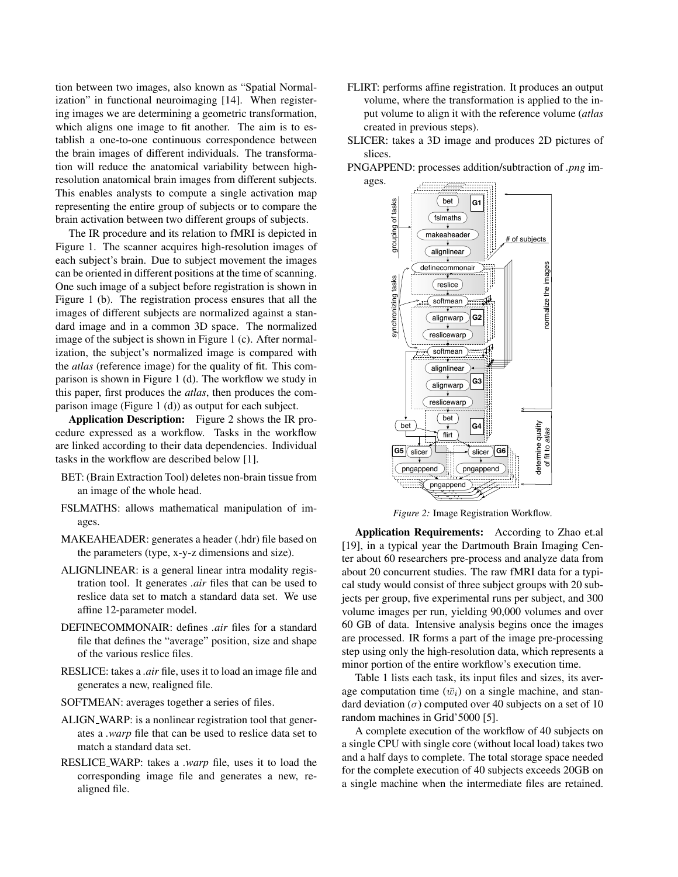tion between two images, also known as "Spatial Normalization" in functional neuroimaging [14]. When registering images we are determining a geometric transformation, which aligns one image to fit another. The aim is to establish a one-to-one continuous correspondence between the brain images of different individuals. The transformation will reduce the anatomical variability between high-resolution anatomical brain images from different subjects. This enables analysts to compute a single activation map representing the entire group of subjects or to compare the brain activation between two different groups of subjects.

The IR procedure and its relation to fMRI is depicted in Figure 1. The scanner acquires high-resolution images of each subject's brain. Due to subject movement the images can be oriented in different positions at the time of scanning. One such image of a subject before registration is shown in Figure 1 (b). The registration process ensures that all the images of different subjects are normalized against a standard image and in a common 3D space. The normalized image of the subject is shown in Figure 1 (c). After normalization, the subject's normalized image is compared with the *atlas* (reference image) for the quality of fit. This comparison is shown in Figure 1 (d). The workflow we study in this paper, first produces the *atlas*, then produces the comparison image (Figure 1 (d)) as output for each subject.

**Application Description:** Figure 2 shows the IR procedure expressed as a workflow. Tasks in the workflow are linked according to their data dependencies. Individual tasks in the workflow are described below [1].

- BET: (Brain Extraction Tool) deletes non-brain tissue from an image of the whole head.
- FSLMATHS: allows mathematical manipulation of images.
- MAKEAHEADER: generates a header (.hdr) file based on the parameters (type, x-y-z dimensions and size).
- ALIGNLINEAR: is a general linear intra modality registration tool. It generates *.air* files that can be used to reslice data set to match a standard data set. We use affine 12-parameter model.
- DEFINECOMMONAIR: defines *.air* files for a standard file that defines the "average" position, size and shape of the various reslice files.
- RESLICE: takes a *.air* file, uses it to load an image file and generates a new, realigned file.
- SOFTMEAN: averages together a series of files.
- ALIGN_WARP: is a nonlinear registration tool that generates a *.warp* file that can be used to reslice data set to match a standard data set.
- RESLICE_WARP: takes a *.warp* file, uses it to load the corresponding image file and generates a new, realigned file.
- FLIRT: performs affine registration. It produces an output volume, where the transformation is applied to the input volume to align it with the reference volume (*atlas* created in previous steps).
- SLICER: takes a 3D image and produces 2D pictures of slices.
- PNGAPPEND: processes addition/subtraction of *.png* images.

*Figure 2:* Image Registration Workflow.

**Application Requirements:** According to Zhao et.al [19], in a typical year the Dartmouth Brain Imaging Center about 60 researchers pre-process and analyze data from about 20 concurrent studies. The raw fMRI data for a typical study would consist of three subject groups with 20 subjects per group, five experimental runs per subject, and 300 volume images per run, yielding 90,000 volumes and over 60 GB of data. Intensive analysis begins once the images are processed. IR forms a part of the image pre-processing step using only the high-resolution data, which represents a minor portion of the entire workflow's execution time.

Table 1 lists each task, its input files and sizes, its average computation time ($\bar{w_i}$) on a single machine, and standard deviation ($\sigma$) computed over 40 subjects on a set of 10 random machines in Grid'5000 [5].

A complete execution of the workflow of 40 subjects on a single CPU with single core (without local load) takes two and a half days to complete. The total storage space needed for the complete execution of 40 subjects exceeds 20GB on a single machine when the intermediate files are retained.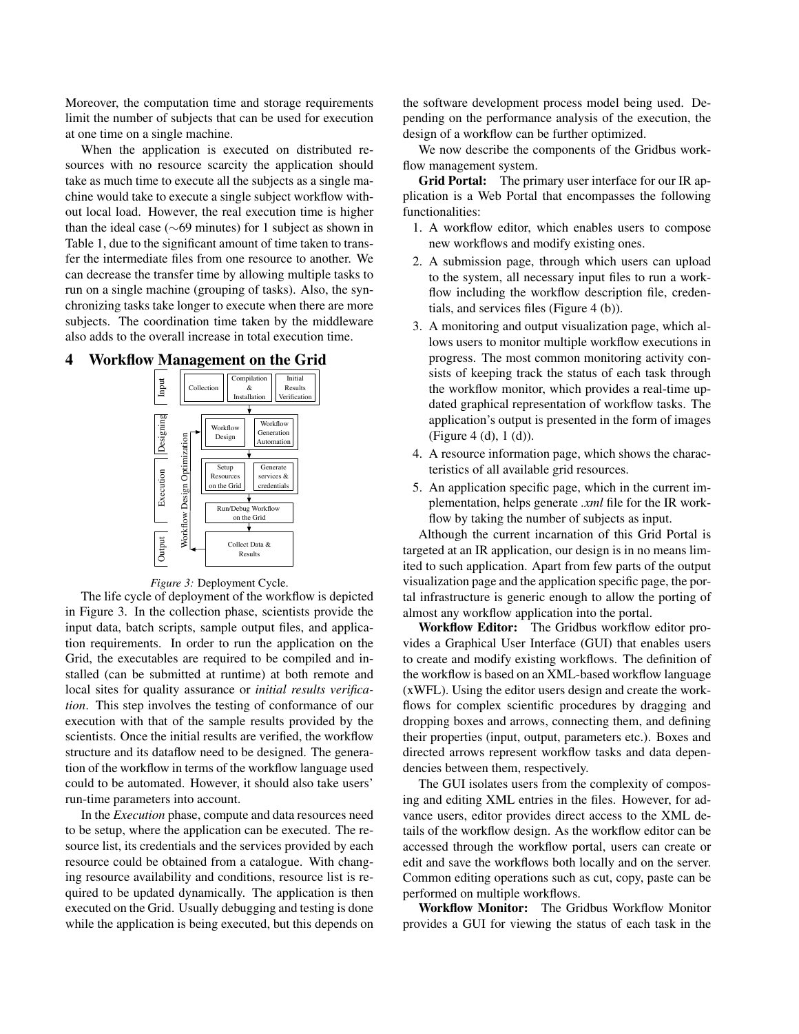Moreover, the computation time and storage requirements limit the number of subjects that can be used for execution at one time on a single machine.

When the application is executed on distributed resources with no resource scarcity the application should take as much time to execute all the subjects as a single machine would take to execute a single subject workflow without local load. However, the real execution time is higher than the ideal case (∼69 minutes) for 1 subject as shown in Table 1, due to the significant amount of time taken to transfer the intermediate files from one resource to another. We can decrease the transfer time by allowing multiple tasks to run on a single machine (grouping of tasks). Also, the synchronizing tasks take longer to execute when there are more subjects. The coordination time taken by the middleware also adds to the overall increase in total execution time.

## 4 Workflow Management on the Grid

*Figure 3:* Deployment Cycle.

The life cycle of deployment of the workflow is depicted in Figure 3. In the collection phase, scientists provide the input data, batch scripts, sample output files, and application requirements. In order to run the application on the Grid, the executables are required to be compiled and installed (can be submitted at runtime) at both remote and local sites for quality assurance or *initial results verification*. This step involves the testing of conformance of our execution with that of the sample results provided by the scientists. Once the initial results are verified, the workflow structure and its dataflow need to be designed. The generation of the workflow in terms of the workflow language used could to be automated. However, it should also take users' run-time parameters into account.

In the *Execution* phase, compute and data resources need to be setup, where the application can be executed. The resource list, its credentials and the services provided by each resource could be obtained from a catalogue. With changing resource availability and conditions, resource list is required to be updated dynamically. The application is then executed on the Grid. Usually debugging and testing is done while the application is being executed, but this depends on the software development process model being used. Depending on the performance analysis of the execution, the design of a workflow can be further optimized.

We now describe the components of the Gridbus workflow management system.

**Grid Portal:** The primary user interface for our IR application is a Web Portal that encompasses the following functionalities:

1. A workflow editor, which enables users to compose new workflows and modify existing ones.
2. A submission page, through which users can upload to the system, all necessary input files to run a workflow including the workflow description file, credentials, and services files (Figure 4 (b)).
3. A monitoring and output visualization page, which allows users to monitor multiple workflow executions in progress. The most common monitoring activity consists of keeping track the status of each task through the workflow monitor, which provides a real-time updated graphical representation of workflow tasks. The application's output is presented in the form of images (Figure 4 (d), 1 (d)).
4. A resource information page, which shows the characteristics of all available grid resources.
5. An application specific page, which in the current implementation, helps generate *.xml* file for the IR workflow by taking the number of subjects as input.

Although the current incarnation of this Grid Portal is targeted at an IR application, our design is in no means limited to such application. Apart from few parts of the output visualization page and the application specific page, the portal infrastructure is generic enough to allow the porting of almost any workflow application into the portal.

**Workflow Editor:** The Gridbus workflow editor provides a Graphical User Interface (GUI) that enables users to create and modify existing workflows. The definition of the workflow is based on an XML-based workflow language (xWFL). Using the editor users design and create the workflows for complex scientific procedures by dragging and dropping boxes and arrows, connecting them, and defining their properties (input, output, parameters etc.). Boxes and directed arrows represent workflow tasks and data dependencies between them, respectively.

The GUI isolates users from the complexity of composing and editing XML entries in the files. However, for advance users, editor provides direct access to the XML details of the workflow design. As the workflow editor can be accessed through the workflow portal, users can create or edit and save the workflows both locally and on the server. Common editing operations such as cut, copy, paste can be performed on multiple workflows.

**Workflow Monitor:** The Gridbus Workflow Monitor provides a GUI for viewing the status of each task in the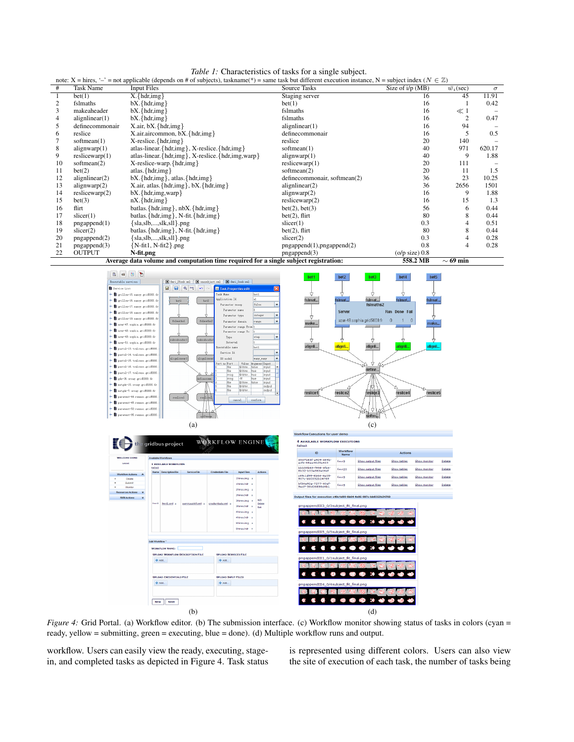*Table 1:* Characteristics of tasks for a single subject.

note: X = hires, '–' = not applicable (depends on # of subjects), taskname(*) = same task but different execution instance, N = subject index ($N \in \mathbb{Z}$)

| # | Task Name | Input Files | Source Tasks | Size of i/p (MB) | $\bar{w_i}$(sec) | $\sigma$ |
|---|---|---|---|---|---|---|
| 1 | bet(1) | X.{hdr,img} | Staging server | 16 | 45 | 11.91 |
| 2 | fslmaths | bX.{hdr,img} | bet(1) | 16 | 1 | 0.42 |
| 3 | makeaheader | bX.{hdr,img} | fslmaths | 16 | $\ll 1$ | – |
| 4 | alignlinear(1) | bX.{hdr,img} | fslmaths | 16 | 2 | 0.47 |
| 5 | definecommonair | X.air, bX.{hdr,img} | alignlinear(1) | 16 | 94 | – |
| 6 | reslice | X.air.aircommon, bX.{hdr,img} | definecommonair | 16 | 5 | 0.5 |
| 7 | softmean(1) | X-reslice.{hdr,img} | reslice | 20 | 140 | – |
| 8 | alignwarp(1) | atlas-linear.{hdr,img}, X-reslice.{hdr,img} | softmean(1) | 40 | 971 | 620.17 |
| 9 | reslicewarp(1) | atlas-linear.{hdr,img}, X-reslice.{hdr,img,warp} | alignwarp(1) | 40 | 9 | 1.88 |
| 10 | softmean(2) | X-reslice-warp.{hdr,img} | reslicewarp(1) | 20 | 111 | – |
| 11 | bet(2) | atlas.{hdr,img} | softmean(2) | 20 | 11 | 1.5 |
| 12 | alignlinear(2) | bX.{hdr,img}, atlas.{hdr,img} | definecommonair, softmean(2) | 36 | 23 | 10.25 |
| 13 | alignwarp(2) | X.air, atlas.{hdr,img}, bX.{hdr,img} | alignlinear(2) | 36 | 2656 | 1501 |
| 14 | reslicewarp(2) | bX.{hdr,img,warp} | alignwarp(2) | 16 | 9 | 1.88 |
| 15 | bet(3) | nX.{hdr,img} | reslicewarp(2) | 16 | 15 | 1.3 |
| 16 | flirt | batlas.{hdr,img}, nbX.{hdr,img} | bet(2), bet(3) | 56 | 6 | 0.44 |
| 17 | slicer(1) | batlas.{hdr,img}, N-fit.{hdr,img} | bet(2), flirt | 80 | 8 | 0.44 |
| 18 | pngappend(1) | {sla,slb,....,slk,sll}.png | slicer(1) | 0.3 | 4 | 0.51 |
| 19 | slicer(2) | batlas.{hdr,img}, N-fit.{hdr,img} | bet(2), flirt | 80 | 8 | 0.44 |
| 20 | pngappend(2) | {sla,slb,....,slk,sll}.png | slicer(2) | 0.3 | 4 | 0.28 |
| 21 | pngappend(3) | {N-fit1, N-fit2}.png | pngappend(1),pngappend(2) | 0.8 | 4 | 0.28 |
| 22 | OUTPUT | **N-fit.png** | pngappend(3) | (o/p size) 0.8 | | |
| | **Average data volume and computation time required for a single subject registration:** | | | **558.2 MB** | **$\sim$ 69 min** | |

*Figure 4:* Grid Portal. (a) Workflow editor. (b) The submission interface. (c) Workflow monitor showing status of tasks in colors (cyan = ready, yellow = submitting, green = executing, blue = done). (d) Multiple workflow runs and output.

workflow. Users can easily view the ready, executing, stage-in, and completed tasks as depicted in Figure 4. Task status is represented using different colors. Users can also view the site of execution of each task, the number of tasks being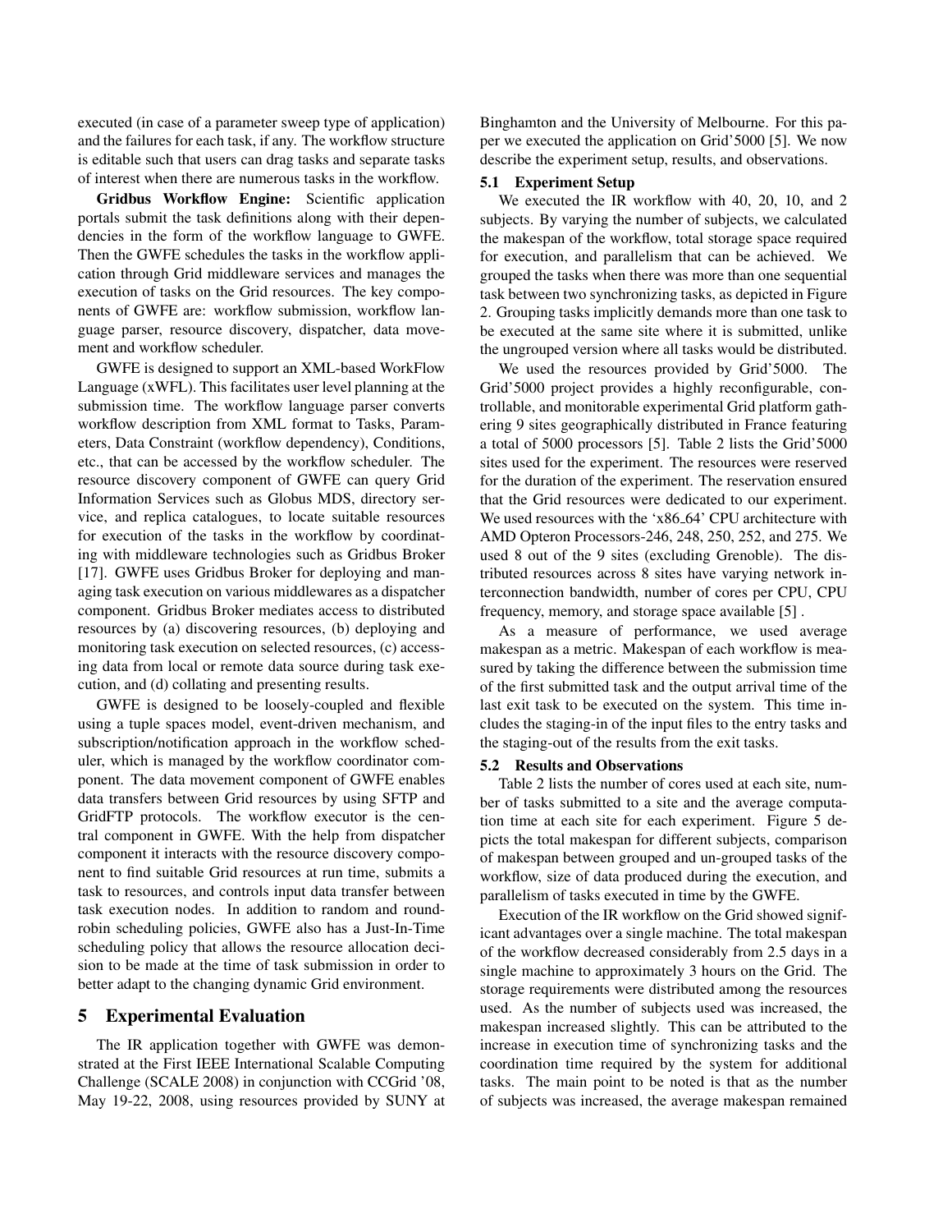executed (in case of a parameter sweep type of application) and the failures for each task, if any. The workflow structure is editable such that users can drag tasks and separate tasks of interest when there are numerous tasks in the workflow.

**Gridbus Workflow Engine:** Scientific application portals submit the task definitions along with their dependencies in the form of the workflow language to GWFE. Then the GWFE schedules the tasks in the workflow application through Grid middleware services and manages the execution of tasks on the Grid resources. The key components of GWFE are: workflow submission, workflow language parser, resource discovery, dispatcher, data movement and workflow scheduler.

GWFE is designed to support an XML-based WorkFlow Language (xWFL). This facilitates user level planning at the submission time. The workflow language parser converts workflow description from XML format to Tasks, Parameters, Data Constraint (workflow dependency), Conditions, etc., that can be accessed by the workflow scheduler. The resource discovery component of GWFE can query Grid Information Services such as Globus MDS, directory service, and replica catalogues, to locate suitable resources for execution of the tasks in the workflow by coordinating with middleware technologies such as Gridbus Broker [17]. GWFE uses Gridbus Broker for deploying and managing task execution on various middlewares as a dispatcher component. Gridbus Broker mediates access to distributed resources by (a) discovering resources, (b) deploying and monitoring task execution on selected resources, (c) accessing data from local or remote data source during task execution, and (d) collating and presenting results.

GWFE is designed to be loosely-coupled and flexible using a tuple spaces model, event-driven mechanism, and subscription/notification approach in the workflow scheduler, which is managed by the workflow coordinator component. The data movement component of GWFE enables data transfers between Grid resources by using SFTP and GridFTP protocols. The workflow executor is the central component in GWFE. With the help from dispatcher component it interacts with the resource discovery component to find suitable Grid resources at run time, submits a task to resources, and controls input data transfer between task execution nodes. In addition to random and round-robin scheduling policies, GWFE also has a Just-In-Time scheduling policy that allows the resource allocation decision to be made at the time of task submission in order to better adapt to the changing dynamic Grid environment.

## 5 Experimental Evaluation

The IR application together with GWFE was demonstrated at the First IEEE International Scalable Computing Challenge (SCALE 2008) in conjunction with CCGrid '08, May 19-22, 2008, using resources provided by SUNY at Binghamton and the University of Melbourne. For this paper we executed the application on Grid'5000 [5]. We now describe the experiment setup, results, and observations.

### 5.1 Experiment Setup

We executed the IR workflow with 40, 20, 10, and 2 subjects. By varying the number of subjects, we calculated the makespan of the workflow, total storage space required for execution, and parallelism that can be achieved. We grouped the tasks when there was more than one sequential task between two synchronizing tasks, as depicted in Figure 2. Grouping tasks implicitly demands more than one task to be executed at the same site where it is submitted, unlike the ungrouped version where all tasks would be distributed.

We used the resources provided by Grid'5000. The Grid'5000 project provides a highly reconfigurable, controllable, and monitorable experimental Grid platform gathering 9 sites geographically distributed in France featuring a total of 5000 processors [5]. Table 2 lists the Grid'5000 sites used for the experiment. The resources were reserved for the duration of the experiment. The reservation ensured that the Grid resources were dedicated to our experiment. We used resources with the 'x86_64' CPU architecture with AMD Opteron Processors-246, 248, 250, 252, and 275. We used 8 out of the 9 sites (excluding Grenoble). The distributed resources across 8 sites have varying network interconnection bandwidth, number of cores per CPU, CPU frequency, memory, and storage space available [5] .

As a measure of performance, we used average makespan as a metric. Makespan of each workflow is measured by taking the difference between the submission time of the first submitted task and the output arrival time of the last exit task to be executed on the system. This time includes the staging-in of the input files to the entry tasks and the staging-out of the results from the exit tasks.

### 5.2 Results and Observations

Table 2 lists the number of cores used at each site, number of tasks submitted to a site and the average computation time at each site for each experiment. Figure 5 depicts the total makespan for different subjects, comparison of makespan between grouped and un-grouped tasks of the workflow, size of data produced during the execution, and parallelism of tasks executed in time by the GWFE.

Execution of the IR workflow on the Grid showed significant advantages over a single machine. The total makespan of the workflow decreased considerably from 2.5 days in a single machine to approximately 3 hours on the Grid. The storage requirements were distributed among the resources used. As the number of subjects used was increased, the makespan increased slightly. This can be attributed to the increase in execution time of synchronizing tasks and the coordination time required by the system for additional tasks. The main point to be noted is that as the number of subjects was increased, the average makespan remained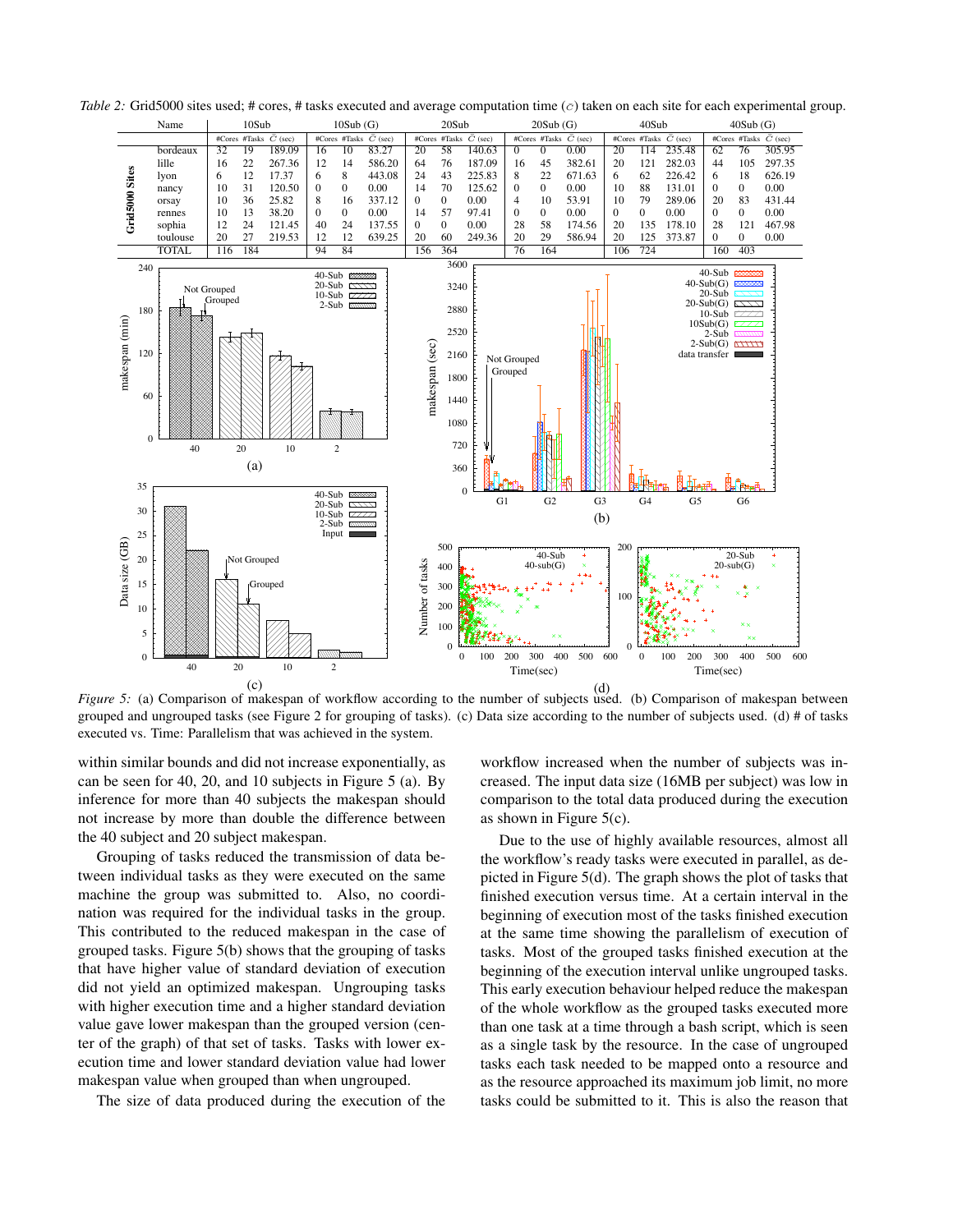*Table 2:* Grid5000 sites used; # cores, # tasks executed and average computation time ($\bar{C}$) taken on each site for each experimental group.

| | Name | 10Sub | | | 10Sub (G) | | | 20Sub | | | 20Sub (G) | | | 40Sub | | | 40Sub (G) | | |
|---|---|---|---|---|---|---|---|---|---|---|---|---|---|---|---|---|---|---|---|
| | | #Cores | #Tasks | $\bar{C}$ (sec) | #Cores | #Tasks | $\bar{C}$ (sec) | #Cores | #Tasks | $\bar{C}$ (sec) | #Cores | #Tasks | $\bar{C}$ (sec) | #Cores | #Tasks | $\bar{C}$ (sec) | #Cores | #Tasks | $\bar{C}$ (sec) |
| Grid5000 Sites | bordeaux | 32 | 19 | 189.09 | 16 | 10 | 83.27 | 20 | 58 | 140.63 | 0 | 0 | 0.00 | 20 | 114 | 235.48 | 62 | 76 | 305.95 |
| | lille | 16 | 22 | 267.36 | 12 | 14 | 586.20 | 64 | 76 | 187.09 | 16 | 45 | 382.61 | 20 | 121 | 282.03 | 44 | 105 | 297.35 |
| | lyon | 6 | 12 | 17.37 | 6 | 8 | 443.08 | 24 | 43 | 225.83 | 8 | 22 | 671.63 | 6 | 62 | 226.42 | 6 | 18 | 626.19 |
| | nancy | 10 | 31 | 120.50 | 0 | 0 | 0.00 | 14 | 70 | 125.62 | 0 | 0 | 0.00 | 10 | 88 | 131.01 | 0 | 0 | 0.00 |
| | orsay | 10 | 36 | 25.82 | 8 | 16 | 337.12 | 0 | 0 | 0.00 | 4 | 10 | 53.91 | 10 | 79 | 289.06 | 20 | 83 | 431.44 |
| | rennes | 10 | 13 | 38.20 | 0 | 0 | 0.00 | 14 | 57 | 97.41 | 0 | 0 | 0.00 | 0 | 0 | 0.00 | 0 | 0 | 0.00 |
| | sophia | 12 | 24 | 121.45 | 40 | 24 | 137.55 | 0 | 0 | 0.00 | 28 | 58 | 174.56 | 20 | 135 | 178.10 | 28 | 121 | 467.98 |
| | toulouse | 20 | 27 | 219.53 | 12 | 12 | 639.25 | 20 | 60 | 249.36 | 20 | 29 | 586.94 | 20 | 125 | 373.87 | 0 | 0 | 0.00 |
| | TOTAL | 116 | 184 | | 94 | 84 | | 156 | 364 | | 76 | 164 | | 106 | 724 | | 160 | 403 | |

*Figure 5:* (a) Comparison of makespan of workflow according to the number of subjects used. (b) Comparison of makespan between grouped and ungrouped tasks (see Figure 2 for grouping of tasks). (c) Data size according to the number of subjects used. (d) # of tasks executed vs. Time: Parallelism that was achieved in the system.

within similar bounds and did not increase exponentially, as can be seen for 40, 20, and 10 subjects in Figure 5 (a). By inference for more than 40 subjects the makespan should not increase by more than double the difference between the 40 subject and 20 subject makespan.

Grouping of tasks reduced the transmission of data between individual tasks as they were executed on the same machine the group was submitted to. Also, no coordination was required for the individual tasks in the group. This contributed to the reduced makespan in the case of grouped tasks. Figure 5(b) shows that the grouping of tasks that have higher value of standard deviation of execution did not yield an optimized makespan. Ungrouping tasks with higher execution time and a higher standard deviation value gave lower makespan than the grouped version (center of the graph) of that set of tasks. Tasks with lower execution time and lower standard deviation value had lower makespan value when grouped than when ungrouped.

The size of data produced during the execution of the workflow increased when the number of subjects was increased. The input data size (16MB per subject) was low in comparison to the total data produced during the execution as shown in Figure 5(c).

Due to the use of highly available resources, almost all the workflow's ready tasks were executed in parallel, as depicted in Figure 5(d). The graph shows the plot of tasks that finished execution versus time. At a certain interval in the beginning of execution most of the tasks finished execution at the same time showing the parallelism of execution of tasks. Most of the grouped tasks finished execution at the beginning of the execution interval unlike ungrouped tasks. This early execution behaviour helped reduce the makespan of the whole workflow as the grouped tasks executed more than one task at a time through a bash script, which is seen as a single task by the resource. In the case of ungrouped tasks each task needed to be mapped onto a resource and as the resource approached its maximum job limit, no more tasks could be submitted to it. This is also the reason that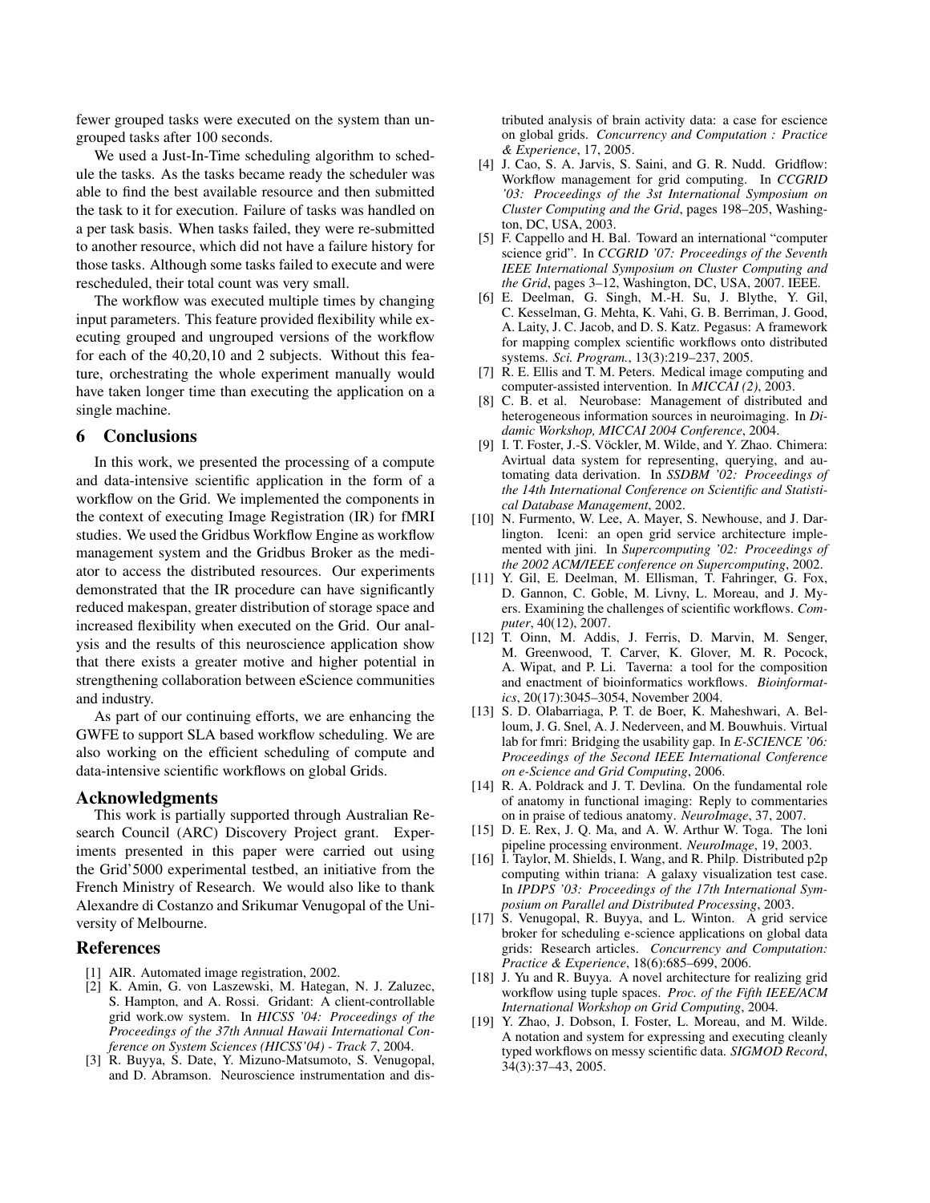fewer grouped tasks were executed on the system than ungrouped tasks after 100 seconds.

We used a Just-In-Time scheduling algorithm to schedule the tasks. As the tasks became ready the scheduler was able to find the best available resource and then submitted the task to it for execution. Failure of tasks was handled on a per task basis. When tasks failed, they were re-submitted to another resource, which did not have a failure history for those tasks. Although some tasks failed to execute and were rescheduled, their total count was very small.

The workflow was executed multiple times by changing input parameters. This feature provided flexibility while executing grouped and ungrouped versions of the workflow for each of the 40,20,10 and 2 subjects. Without this feature, orchestrating the whole experiment manually would have taken longer time than executing the application on a single machine.

## 6 Conclusions

In this work, we presented the processing of a compute and data-intensive scientific application in the form of a workflow on the Grid. We implemented the components in the context of executing Image Registration (IR) for fMRI studies. We used the Gridbus Workflow Engine as workflow management system and the Gridbus Broker as the mediator to access the distributed resources. Our experiments demonstrated that the IR procedure can have significantly reduced makespan, greater distribution of storage space and increased flexibility when executed on the Grid. Our analysis and the results of this neuroscience application show that there exists a greater motive and higher potential in strengthening collaboration between eScience communities and industry.

As part of our continuing efforts, we are enhancing the GWFE to support SLA based workflow scheduling. We are also working on the efficient scheduling of compute and data-intensive scientific workflows on global Grids.

## Acknowledgments

This work is partially supported through Australian Research Council (ARC) Discovery Project grant. Experiments presented in this paper were carried out using the Grid'5000 experimental testbed, an initiative from the French Ministry of Research. We would also like to thank Alexandre di Costanzo and Srikumar Venugopal of the University of Melbourne.

## References

[1] AIR. Automated image registration, 2002.

[2] K. Amin, G. von Laszewski, M. Hategan, N. J. Zaluzec, S. Hampton, and A. Rossi. Gridant: A client-controllable grid work.ow system. In *HICSS '04: Proceedings of the Proceedings of the 37th Annual Hawaii International Conference on System Sciences (HICSS'04) - Track 7*, 2004.

[3] R. Buyya, S. Date, Y. Mizuno-Matsumoto, S. Venugopal, and D. Abramson. Neuroscience instrumentation and distributed analysis of brain activity data: a case for escience on global grids. *Concurrency and Computation : Practice & Experience*, 17, 2005.

[4] J. Cao, S. A. Jarvis, S. Saini, and G. R. Nudd. Gridflow: Workflow management for grid computing. In *CCGRID '03: Proceedings of the 3st International Symposium on Cluster Computing and the Grid*, pages 198–205, Washington, DC, USA, 2003.

[5] F. Cappello and H. Bal. Toward an international "computer science grid". In *CCGRID '07: Proceedings of the Seventh IEEE International Symposium on Cluster Computing and the Grid*, pages 3–12, Washington, DC, USA, 2007. IEEE.

[6] E. Deelman, G. Singh, M.-H. Su, J. Blythe, Y. Gil, C. Kesselman, G. Mehta, K. Vahi, G. B. Berriman, J. Good, A. Laity, J. C. Jacob, and D. S. Katz. Pegasus: A framework for mapping complex scientific workflows onto distributed systems. *Sci. Program.*, 13(3):219–237, 2005.

[7] R. E. Ellis and T. M. Peters. Medical image computing and computer-assisted intervention. In *MICCAI (2)*, 2003.

[8] C. B. et al. Neurobase: Management of distributed and heterogeneous information sources in neuroimaging. In *Didamic Workshop, MICCAI 2004 Conference*, 2004.

[9] I. T. Foster, J.-S. Vöckler, M. Wilde, and Y. Zhao. Chimera: Avirtual data system for representing, querying, and automating data derivation. In *SSDBM '02: Proceedings of the 14th International Conference on Scientific and Statistical Database Management*, 2002.

[10] N. Furmento, W. Lee, A. Mayer, S. Newhouse, and J. Darlington. Iceni: an open grid service architecture implemented with jini. In *Supercomputing '02: Proceedings of the 2002 ACM/IEEE conference on Supercomputing*, 2002.

[11] Y. Gil, E. Deelman, M. Ellisman, T. Fahringer, G. Fox, D. Gannon, C. Goble, M. Livny, L. Moreau, and J. Myers. Examining the challenges of scientific workflows. *Computer*, 40(12), 2007.

[12] T. Oinn, M. Addis, J. Ferris, D. Marvin, M. Senger, M. Greenwood, T. Carver, K. Glover, M. R. Pocock, A. Wipat, and P. Li. Taverna: a tool for the composition and enactment of bioinformatics workflows. *Bioinformatics*, 20(17):3045–3054, November 2004.

[13] S. D. Olabarriaga, P. T. de Boer, K. Maheshwari, A. Belloum, J. G. Snel, A. J. Nederveen, and M. Bouwhuis. Virtual lab for fmri: Bridging the usability gap. In *E-SCIENCE '06: Proceedings of the Second IEEE International Conference on e-Science and Grid Computing*, 2006.

[14] R. A. Poldrack and J. T. Devlina. On the fundamental role of anatomy in functional imaging: Reply to commentaries on in praise of tedious anatomy. *NeuroImage*, 37, 2007.

[15] D. E. Rex, J. Q. Ma, and A. W. Arthur W. Toga. The loni pipeline processing environment. *NeuroImage*, 19, 2003.

[16] I. Taylor, M. Shields, I. Wang, and R. Philp. Distributed p2p computing within triana: A galaxy visualization test case. In *IPDPS '03: Proceedings of the 17th International Symposium on Parallel and Distributed Processing*, 2003.

[17] S. Venugopal, R. Buyya, and L. Winton. A grid service broker for scheduling e-science applications on global data grids: Research articles. *Concurrency and Computation: Practice & Experience*, 18(6):685–699, 2006.

[18] J. Yu and R. Buyya. A novel architecture for realizing grid workflow using tuple spaces. *Proc. of the Fifth IEEE/ACM International Workshop on Grid Computing*, 2004.

[19] Y. Zhao, J. Dobson, I. Foster, L. Moreau, and M. Wilde. A notation and system for expressing and executing cleanly typed workflows on messy scientific data. *SIGMOD Record*, 34(3):37–43, 2005.